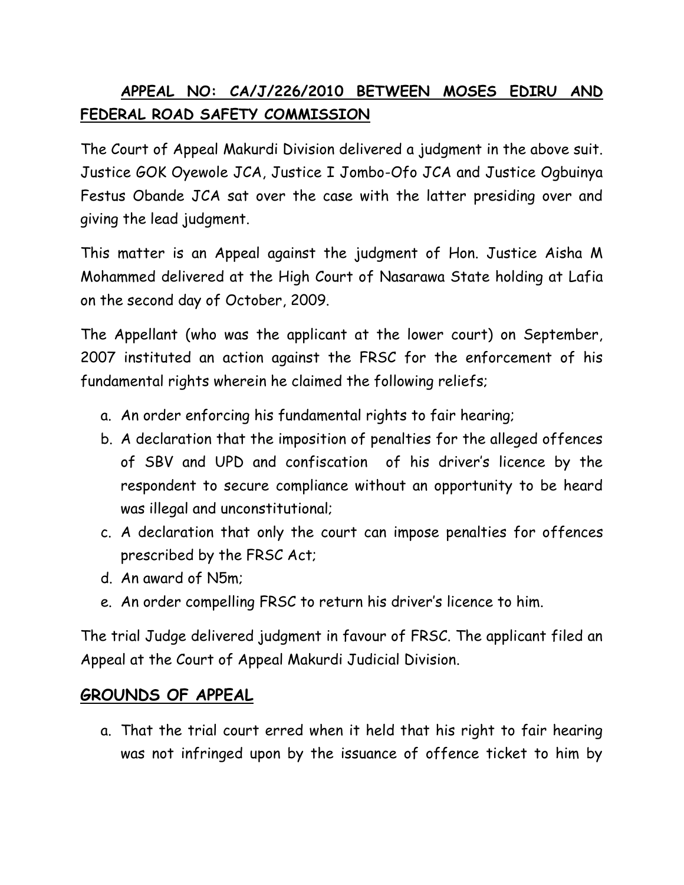## APPEAL NO: CA/J/226/2010 BETWEEN MOSES EDIRU AND FEDERAL ROAD SAFETY COMMISSION

The Court of Appeal Makurdi Division delivered a judgment in the above suit. Justice GOK Oyewole JCA, Justice I Jombo-Ofo JCA and Justice Ogbuinya Festus Obande JCA sat over the case with the latter presiding over and giving the lead judgment.

This matter is an Appeal against the judgment of Hon. Justice Aisha M Mohammed delivered at the High Court of Nasarawa State holding at Lafia on the second day of October, 2009.

The Appellant (who was the applicant at the lower court) on September, 2007 instituted an action against the FRSC for the enforcement of his fundamental rights wherein he claimed the following reliefs;

a. An order enforcing his fundamental rights to fair hearing;
b. A declaration that the imposition of penalties for the alleged offences of SBV and UPD and confiscation of his driver's licence by the respondent to secure compliance without an opportunity to be heard was illegal and unconstitutional;
c. A declaration that only the court can impose penalties for offences prescribed by the FRSC Act;
d. An award of N5m;
e. An order compelling FRSC to return his driver's licence to him.

The trial Judge delivered judgment in favour of FRSC. The applicant filed an Appeal at the Court of Appeal Makurdi Judicial Division.

## GROUNDS OF APPEAL

a. That the trial court erred when it held that his right to fair hearing was not infringed upon by the issuance of offence ticket to him by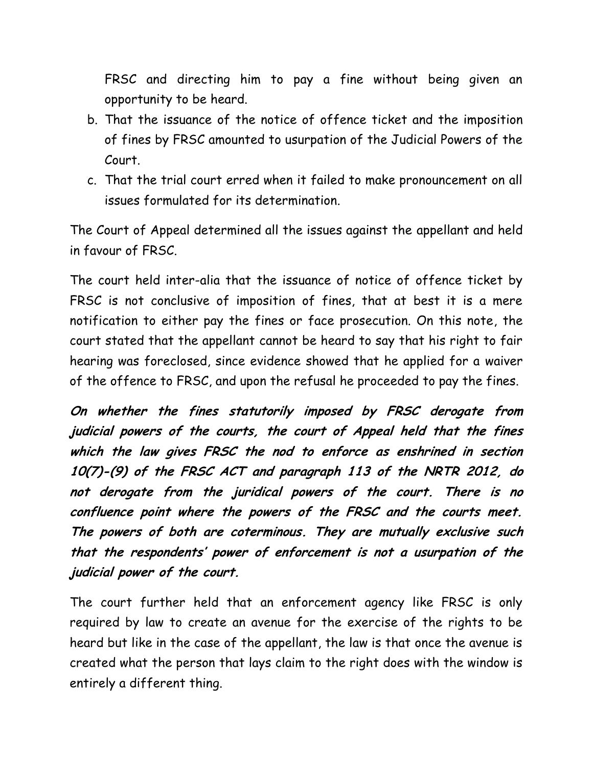FRSC and directing him to pay a fine without being given an opportunity to be heard.

b. That the issuance of the notice of offence ticket and the imposition of fines by FRSC amounted to usurpation of the Judicial Powers of the Court.
c. That the trial court erred when it failed to make pronouncement on all issues formulated for its determination.

The Court of Appeal determined all the issues against the appellant and held in favour of FRSC.

The court held inter-alia that the issuance of notice of offence ticket by FRSC is not conclusive of imposition of fines, that at best it is a mere notification to either pay the fines or face prosecution. On this note, the court stated that the appellant cannot be heard to say that his right to fair hearing was foreclosed, since evidence showed that he applied for a waiver of the offence to FRSC, and upon the refusal he proceeded to pay the fines.

***On whether the fines statutorily imposed by FRSC derogate from judicial powers of the courts, the court of Appeal held that the fines which the law gives FRSC the nod to enforce as enshrined in section 10(7)-(9) of the FRSC ACT and paragraph 113 of the NRTR 2012, do not derogate from the juridical powers of the court. There is no confluence point where the powers of the FRSC and the courts meet. The powers of both are coterminous. They are mutually exclusive such that the respondents' power of enforcement is not a usurpation of the judicial power of the court.***

The court further held that an enforcement agency like FRSC is only required by law to create an avenue for the exercise of the rights to be heard but like in the case of the appellant, the law is that once the avenue is created what the person that lays claim to the right does with the window is entirely a different thing.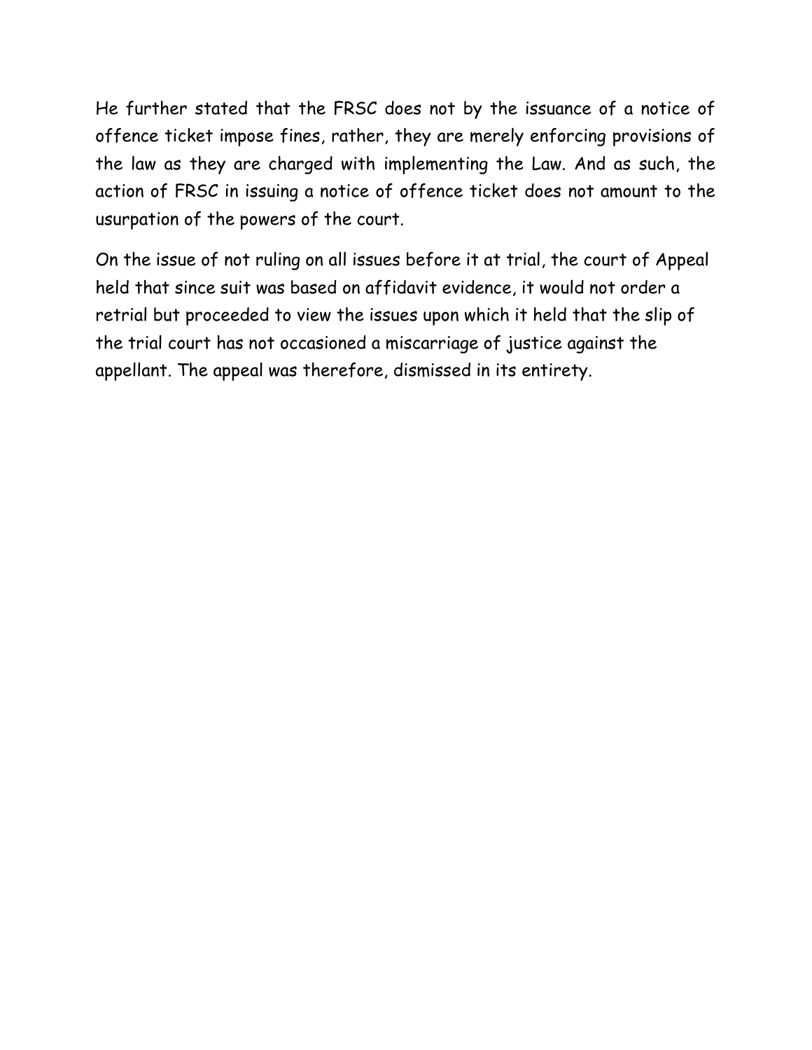He further stated that the FRSC does not by the issuance of a notice of offence ticket impose fines, rather, they are merely enforcing provisions of the law as they are charged with implementing the Law. And as such, the action of FRSC in issuing a notice of offence ticket does not amount to the usurpation of the powers of the court.

On the issue of not ruling on all issues before it at trial, the court of Appeal held that since suit was based on affidavit evidence, it would not order a retrial but proceeded to view the issues upon which it held that the slip of the trial court has not occasioned a miscarriage of justice against the appellant. The appeal was therefore, dismissed in its entirety.